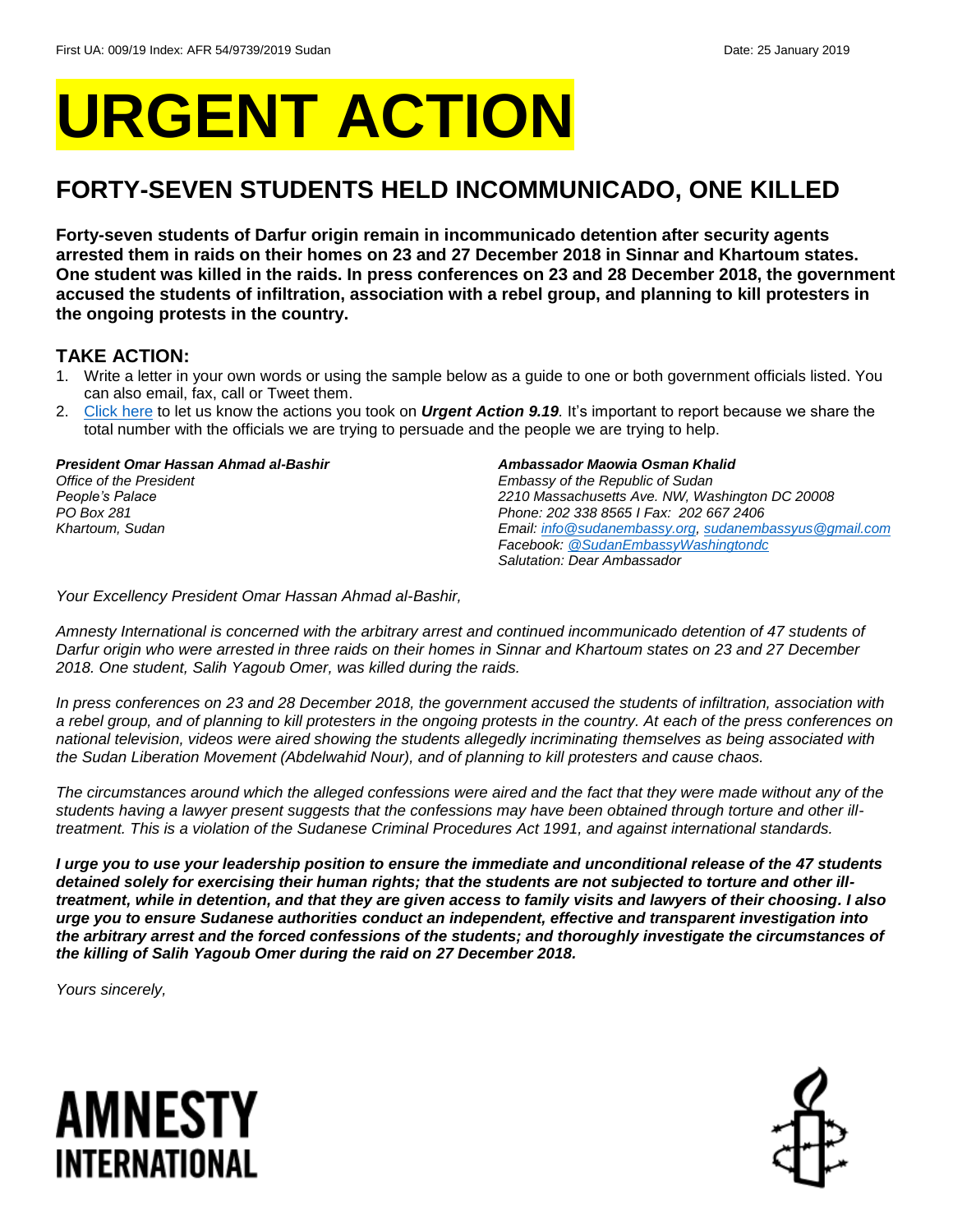First UA: 009/19 Index: AFR 54/9739/2019 Sudan Date: 25 January 2019

# URGENT ACTION

## FORTY-SEVEN STUDENTS HELD INCOMMUNICADO, ONE KILLED

**Forty-seven students of Darfur origin remain in incommunicado detention after security agents arrested them in raids on their homes on 23 and 27 December 2018 in Sinnar and Khartoum states. One student was killed in the raids. In press conferences on 23 and 28 December 2018, the government accused the students of infiltration, association with a rebel group, and planning to kill protesters in the ongoing protests in the country.**

### TAKE ACTION:

1. Write a letter in your own words or using the sample below as a guide to one or both government officials listed. You can also email, fax, call or Tweet them.
2. Click here to let us know the actions you took on ***Urgent Action 9.19****.* It's important to report because we share the total number with the officials we are trying to persuade and the people we are trying to help.

***President Omar Hassan Ahmad al-Bashir***
*Office of the President*
*People's Palace*
*PO Box 281*
*Khartoum, Sudan*

***Ambassador Maowia Osman Khalid***
*Embassy of the Republic of Sudan*
*2210 Massachusetts Ave. NW, Washington DC 20008*
*Phone: 202 338 8565 I Fax: 202 667 2406*
*Email: info@sudanembassy.org, sudanembassyus@gmail.com*
*Facebook: @SudanEmbassyWashingtondc*
*Salutation: Dear Ambassador*

*Your Excellency President Omar Hassan Ahmad al-Bashir,*

*Amnesty International is concerned with the arbitrary arrest and continued incommunicado detention of 47 students of Darfur origin who were arrested in three raids on their homes in Sinnar and Khartoum states on 23 and 27 December 2018. One student, Salih Yagoub Omer, was killed during the raids.*

*In press conferences on 23 and 28 December 2018, the government accused the students of infiltration, association with a rebel group, and of planning to kill protesters in the ongoing protests in the country. At each of the press conferences on national television, videos were aired showing the students allegedly incriminating themselves as being associated with the Sudan Liberation Movement (Abdelwahid Nour), and of planning to kill protesters and cause chaos.*

*The circumstances around which the alleged confessions were aired and the fact that they were made without any of the students having a lawyer present suggests that the confessions may have been obtained through torture and other ill-treatment. This is a violation of the Sudanese Criminal Procedures Act 1991, and against international standards.*

***I urge you to use your leadership position to ensure the immediate and unconditional release of the 47 students detained solely for exercising their human rights; that the students are not subjected to torture and other ill-treatment, while in detention, and that they are given access to family visits and lawyers of their choosing. I also urge you to ensure Sudanese authorities conduct an independent, effective and transparent investigation into the arbitrary arrest and the forced confessions of the students; and thoroughly investigate the circumstances of the killing of Salih Yagoub Omer during the raid on 27 December 2018.***

*Yours sincerely,*

AMNESTY INTERNATIONAL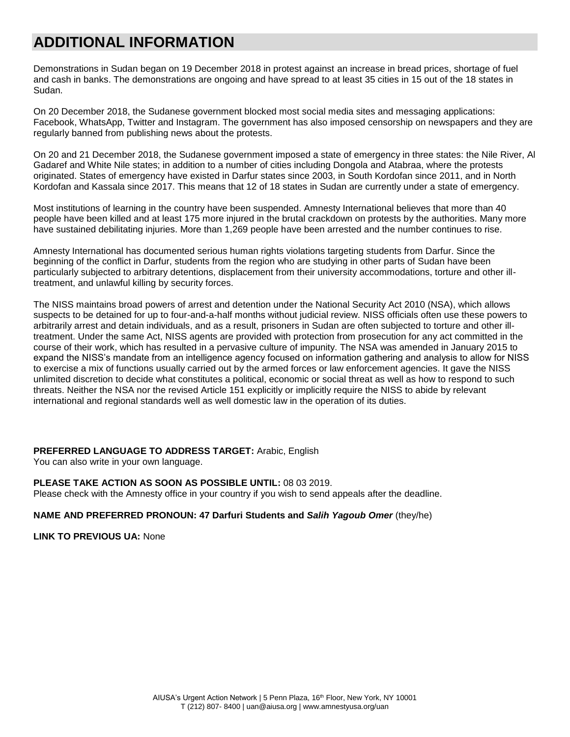# ADDITIONAL INFORMATION

Demonstrations in Sudan began on 19 December 2018 in protest against an increase in bread prices, shortage of fuel and cash in banks. The demonstrations are ongoing and have spread to at least 35 cities in 15 out of the 18 states in Sudan.

On 20 December 2018, the Sudanese government blocked most social media sites and messaging applications: Facebook, WhatsApp, Twitter and Instagram. The government has also imposed censorship on newspapers and they are regularly banned from publishing news about the protests.

On 20 and 21 December 2018, the Sudanese government imposed a state of emergency in three states: the Nile River, Al Gadaref and White Nile states; in addition to a number of cities including Dongola and Atabraa, where the protests originated. States of emergency have existed in Darfur states since 2003, in South Kordofan since 2011, and in North Kordofan and Kassala since 2017. This means that 12 of 18 states in Sudan are currently under a state of emergency.

Most institutions of learning in the country have been suspended. Amnesty International believes that more than 40 people have been killed and at least 175 more injured in the brutal crackdown on protests by the authorities. Many more have sustained debilitating injuries. More than 1,269 people have been arrested and the number continues to rise.

Amnesty International has documented serious human rights violations targeting students from Darfur. Since the beginning of the conflict in Darfur, students from the region who are studying in other parts of Sudan have been particularly subjected to arbitrary detentions, displacement from their university accommodations, torture and other ill-treatment, and unlawful killing by security forces.

The NISS maintains broad powers of arrest and detention under the National Security Act 2010 (NSA), which allows suspects to be detained for up to four-and-a-half months without judicial review. NISS officials often use these powers to arbitrarily arrest and detain individuals, and as a result, prisoners in Sudan are often subjected to torture and other ill-treatment. Under the same Act, NISS agents are provided with protection from prosecution for any act committed in the course of their work, which has resulted in a pervasive culture of impunity. The NSA was amended in January 2015 to expand the NISS's mandate from an intelligence agency focused on information gathering and analysis to allow for NISS to exercise a mix of functions usually carried out by the armed forces or law enforcement agencies. It gave the NISS unlimited discretion to decide what constitutes a political, economic or social threat as well as how to respond to such threats. Neither the NSA nor the revised Article 151 explicitly or implicitly require the NISS to abide by relevant international and regional standards well as well domestic law in the operation of its duties.

**PREFERRED LANGUAGE TO ADDRESS TARGET:** Arabic, English
You can also write in your own language.

**PLEASE TAKE ACTION AS SOON AS POSSIBLE UNTIL:** 08 03 2019.
Please check with the Amnesty office in your country if you wish to send appeals after the deadline.

**NAME AND PREFERRED PRONOUN: 47 Darfuri Students and *Salih Yagoub Omer*** (they/he)

**LINK TO PREVIOUS UA:** None

AIUSA's Urgent Action Network | 5 Penn Plaza, 16th Floor, New York, NY 10001
T (212) 807- 8400 | uan@aiusa.org | www.amnestyusa.org/uan